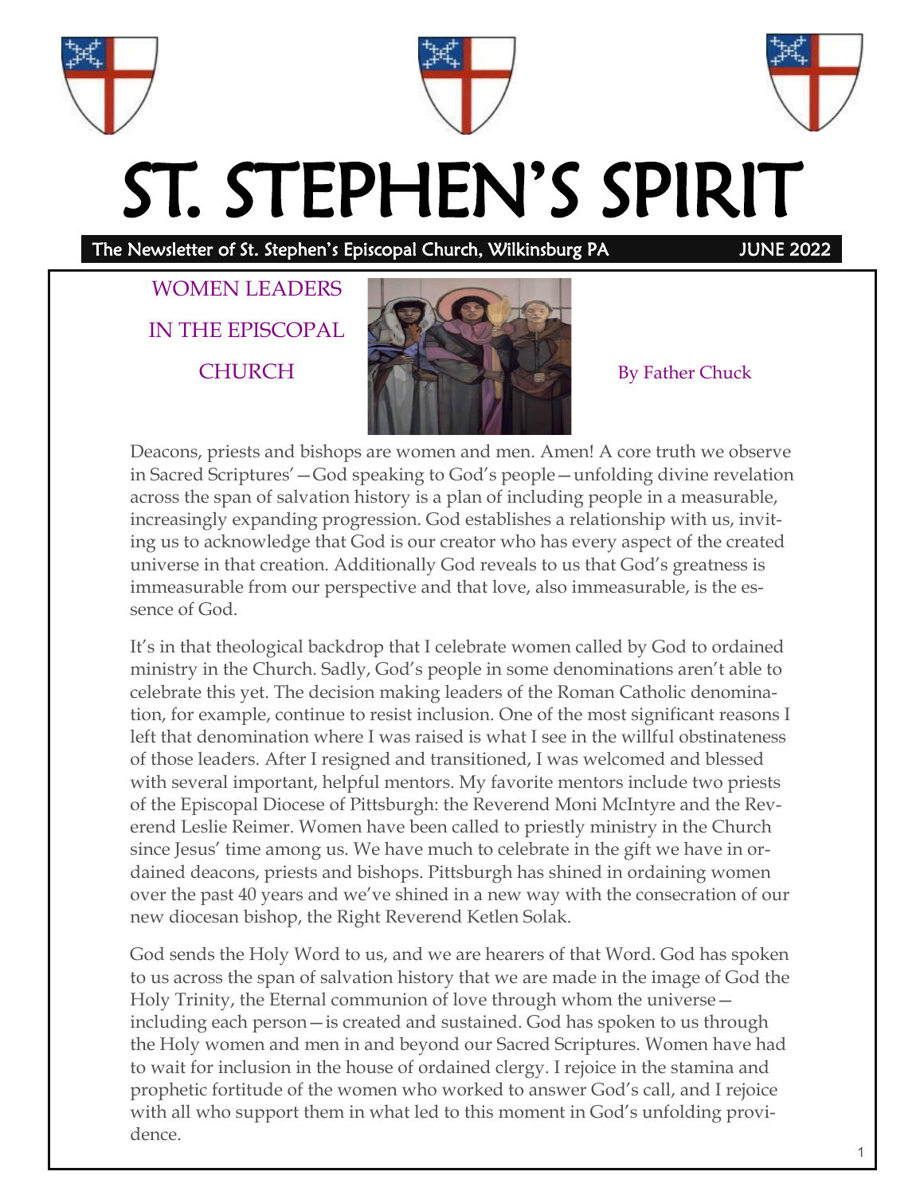# ST. STEPHEN'S SPIRIT

The Newsletter of St. Stephen's Episcopal Church, Wilkinsburg PA JUNE 2022

## WOMEN LEADERS IN THE EPISCOPAL CHURCH

By Father Chuck

Deacons, priests and bishops are women and men. Amen! A core truth we observe in Sacred Scriptures'—God speaking to God's people—unfolding divine revelation across the span of salvation history is a plan of including people in a measurable, increasingly expanding progression. God establishes a relationship with us, inviting us to acknowledge that God is our creator who has every aspect of the created universe in that creation. Additionally God reveals to us that God's greatness is immeasurable from our perspective and that love, also immeasurable, is the essence of God.

It's in that theological backdrop that I celebrate women called by God to ordained ministry in the Church. Sadly, God's people in some denominations aren't able to celebrate this yet. The decision making leaders of the Roman Catholic denomination, for example, continue to resist inclusion. One of the most significant reasons I left that denomination where I was raised is what I see in the willful obstinateness of those leaders. After I resigned and transitioned, I was welcomed and blessed with several important, helpful mentors. My favorite mentors include two priests of the Episcopal Diocese of Pittsburgh: the Reverend Moni McIntyre and the Reverend Leslie Reimer. Women have been called to priestly ministry in the Church since Jesus' time among us. We have much to celebrate in the gift we have in ordained deacons, priests and bishops. Pittsburgh has shined in ordaining women over the past 40 years and we've shined in a new way with the consecration of our new diocesan bishop, the Right Reverend Ketlen Solak.

God sends the Holy Word to us, and we are hearers of that Word. God has spoken to us across the span of salvation history that we are made in the image of God the Holy Trinity, the Eternal communion of love through whom the universe—including each person—is created and sustained. God has spoken to us through the Holy women and men in and beyond our Sacred Scriptures. Women have had to wait for inclusion in the house of ordained clergy. I rejoice in the stamina and prophetic fortitude of the women who worked to answer God's call, and I rejoice with all who support them in what led to this moment in God's unfolding providence.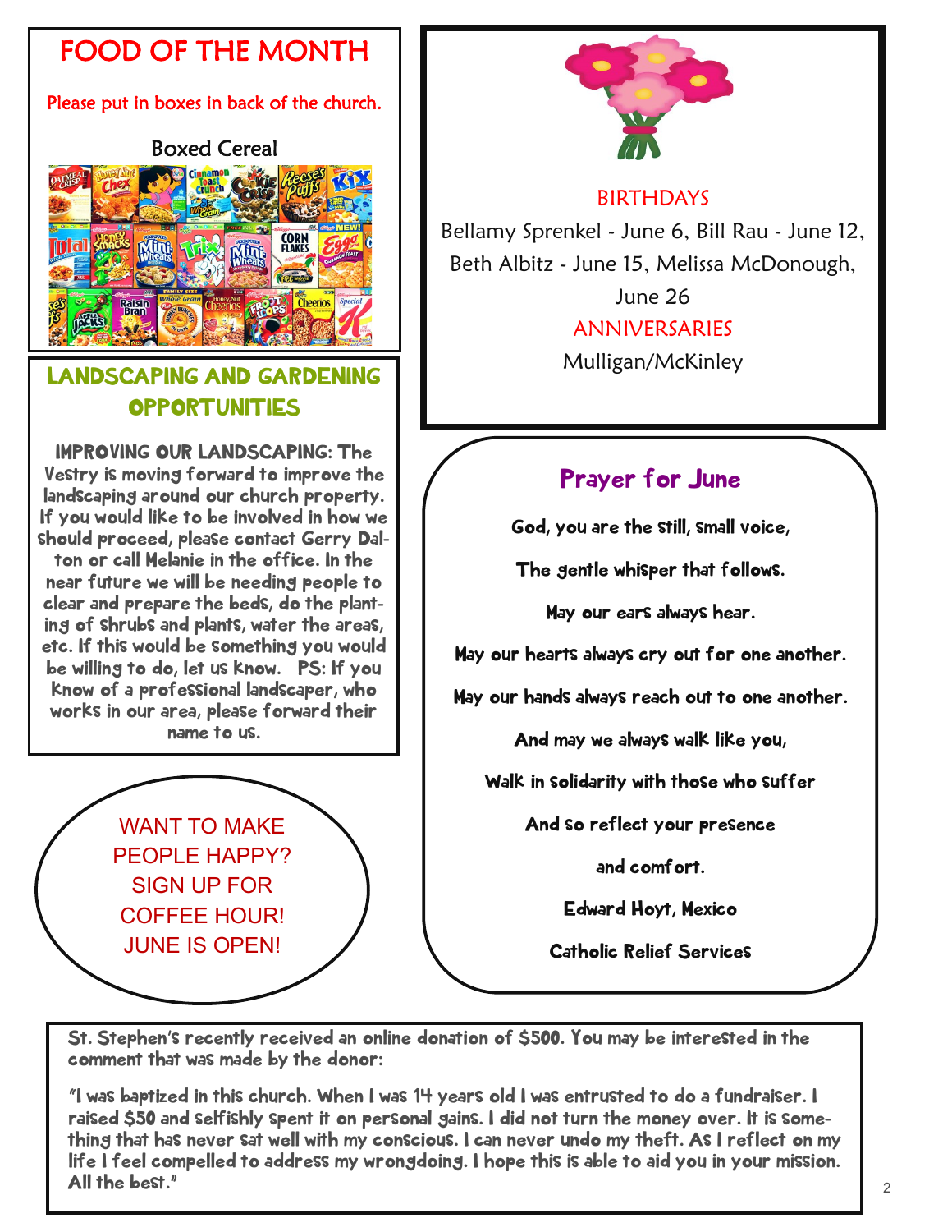# FOOD OF THE MONTH

Please put in boxes in back of the church.

Boxed Cereal

## LANDSCAPING AND GARDENING OPPORTUNITIES

**IMPROVING OUR LANDSCAPING**: The Vestry is moving forward to improve the landscaping around our church property. If you would like to be involved in how we should proceed, please contact Gerry Dalton or call Melanie in the office. In the near future we will be needing people to clear and prepare the beds, do the planting of shrubs and plants, water the areas, etc. If this would be something you would be willing to do, let us know. PS: If you know of a professional landscaper, who works in our area, please forward their name to us.

WANT TO MAKE PEOPLE HAPPY? SIGN UP FOR COFFEE HOUR! JUNE IS OPEN!

## BIRTHDAYS

Bellamy Sprenkel - June 6, Bill Rau - June 12, Beth Albitz - June 15, Melissa McDonough, June 26

## ANNIVERSARIES

Mulligan/McKinley

## Prayer for June

**God, you are the still, small voice,**

**The gentle whisper that follows.**

**May our ears always hear.**

**May our hearts always cry out for one another.**

**May our hands always reach out to one another.**

**And may we always walk like you,**

**Walk in solidarity with those who suffer**

**And so reflect your presence**

**and comfort.**

**Edward Hoyt, Mexico**

**Catholic Relief Services**

St. Stephen's recently received an online donation of $500. You may be interested in the comment that was made by the donor:

"I was baptized in this church. When I was 14 years old I was entrusted to do a fundraiser. I raised $50 and selfishly spent it on personal gains. I did not turn the money over. It is something that has never sat well with my conscious. I can never undo my theft. As I reflect on my life I feel compelled to address my wrongdoing. I hope this is able to aid you in your mission. All the best."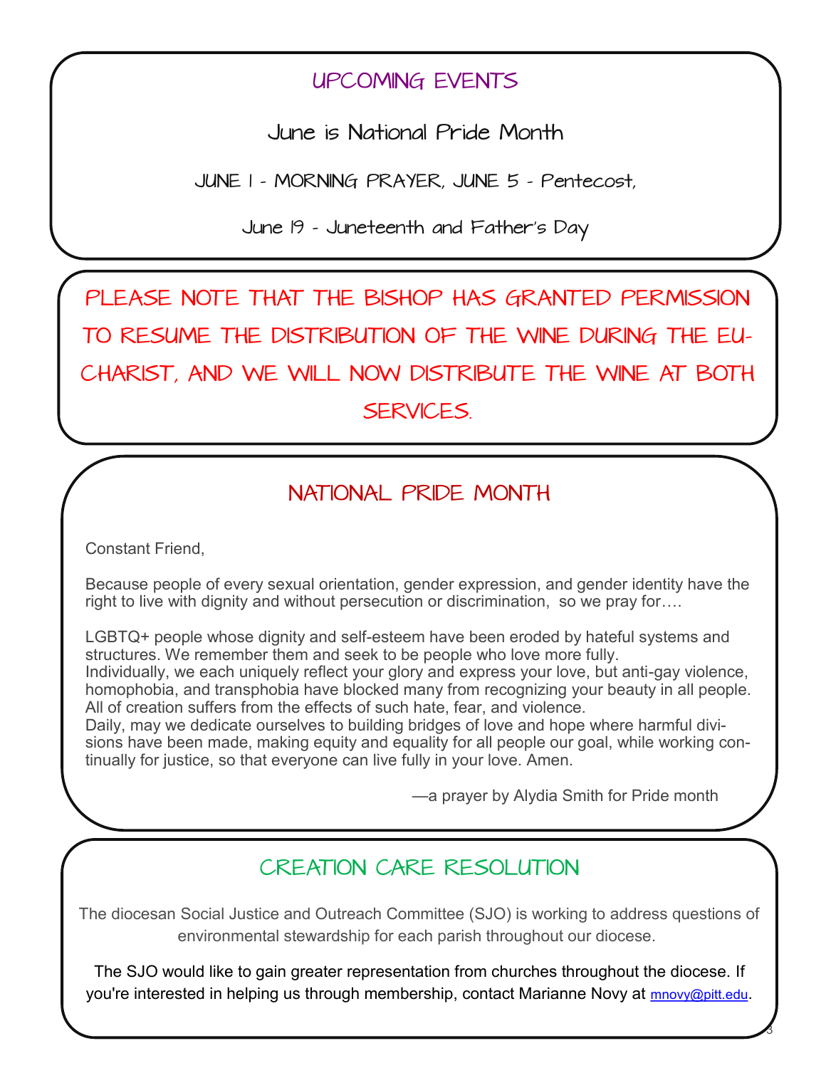## UPCOMING EVENTS

June is National Pride Month

JUNE 1 - MORNING PRAYER, JUNE 5 - Pentecost,

June 19 - Juneteenth and Father's Day

**PLEASE NOTE THAT THE BISHOP HAS GRANTED PERMISSION TO RESUME THE DISTRIBUTION OF THE WINE DURING THE EUCHARIST, AND WE WILL NOW DISTRIBUTE THE WINE AT BOTH SERVICES.**

## NATIONAL PRIDE MONTH

Constant Friend,

Because people of every sexual orientation, gender expression, and gender identity have the right to live with dignity and without persecution or discrimination, so we pray for….

LGBTQ+ people whose dignity and self-esteem have been eroded by hateful systems and structures. We remember them and seek to be people who love more fully.
Individually, we each uniquely reflect your glory and express your love, but anti-gay violence, homophobia, and transphobia have blocked many from recognizing your beauty in all people. All of creation suffers from the effects of such hate, fear, and violence.
Daily, may we dedicate ourselves to building bridges of love and hope where harmful divisions have been made, making equity and equality for all people our goal, while working continually for justice, so that everyone can live fully in your love. Amen.

—a prayer by Alydia Smith for Pride month

## CREATION CARE RESOLUTION

The diocesan Social Justice and Outreach Committee (SJO) is working to address questions of environmental stewardship for each parish throughout our diocese.

The SJO would like to gain greater representation from churches throughout the diocese. If you're interested in helping us through membership, contact Marianne Novy at mnovy@pitt.edu.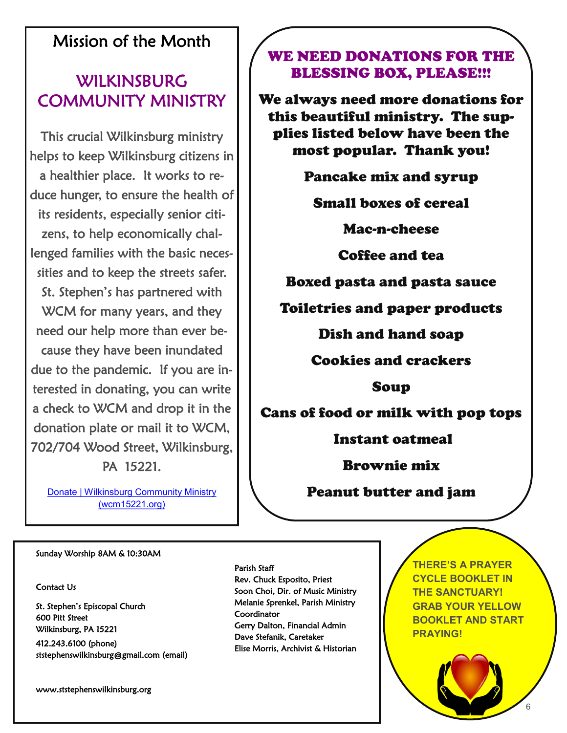## Mission of the Month

### WILKINSBURG COMMUNITY MINISTRY

This crucial Wilkinsburg ministry helps to keep Wilkinsburg citizens in a healthier place. It works to reduce hunger, to ensure the health of its residents, especially senior citizens, to help economically challenged families with the basic necessities and to keep the streets safer. St. Stephen's has partnered with WCM for many years, and they need our help more than ever because they have been inundated due to the pandemic. If you are interested in donating, you can write a check to WCM and drop it in the donation plate or mail it to WCM, 702/704 Wood Street, Wilkinsburg, PA 15221.

[Donate | Wilkinsburg Community Ministry (wcm15221.org)](wcm15221.org)

## WE NEED DONATIONS FOR THE BLESSING BOX, PLEASE!!!

**We always need more donations for this beautiful ministry. The supplies listed below have been the most popular. Thank you!**

**Pancake mix and syrup**

**Small boxes of cereal**

**Mac-n-cheese**

**Coffee and tea**

**Boxed pasta and pasta sauce**

**Toiletries and paper products**

**Dish and hand soap**

**Cookies and crackers**

**Soup**

**Cans of food or milk with pop tops**

**Instant oatmeal**

**Brownie mix**

**Peanut butter and jam**

---

Sunday Worship 8AM & 10:30AM

Contact Us

St. Stephen's Episcopal Church
600 Pitt Street
Wilkinsburg, PA 15221
412.243.6100 (phone)
ststephenswilkinsburg@gmail.com (email)

www.ststephenswilkinsburg.org

Parish Staff
Rev. Chuck Esposito, Priest
Soon Choi, Dir. of Music Ministry
Melanie Sprenkel, Parish Ministry Coordinator
Gerry Dalton, Financial Admin
Dave Stefanik, Caretaker
Elise Morris, Archivist & Historian

**THERE'S A PRAYER CYCLE BOOKLET IN THE SANCTUARY! GRAB YOUR YELLOW BOOKLET AND START PRAYING!**